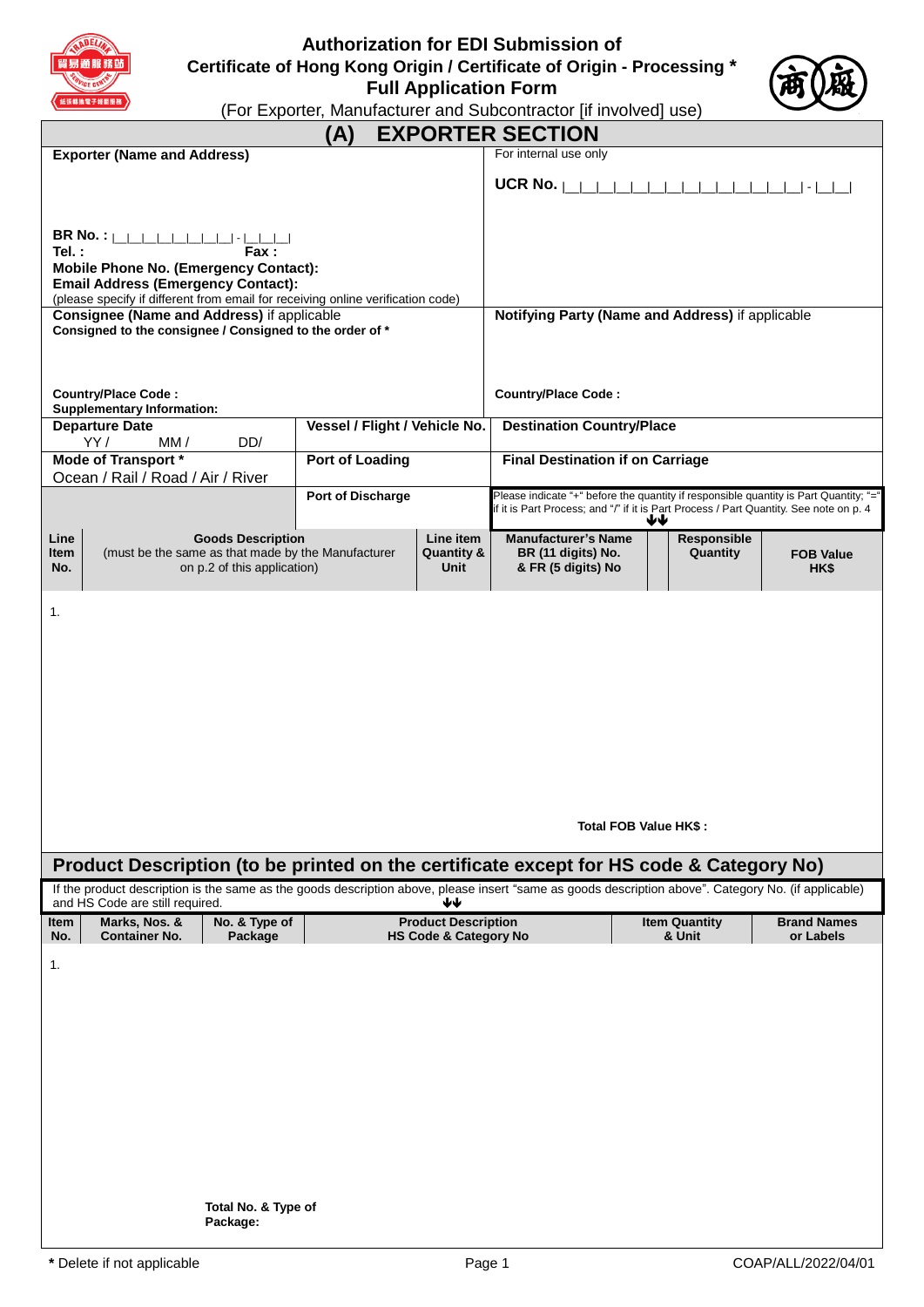# Authorization for EDI Submission of Certificate of Hong Kong Origin / Certificate of Origin - Processing * Full Application Form

(For Exporter, Manufacturer and Subcontractor [if involved] use)

## (A) EXPORTER SECTION

| **Exporter (Name and Address)** | For internal use only |
|---|---|
| | **UCR No.** \|\_\|\_\|\_\|\_\|\_\|\_\|\_\|\_\|\_\|\_\|\_\|\_\|\_\|\_\|\_\| - \|\_\|\_\| |
| **BR No. :** \|\_\|\_\|\_\|\_\|\_\|\_\|\_\|\_\| - \|\_\|\_\|\_\| | |
| **Tel. :** **Fax :** | |
| **Mobile Phone No. (Emergency Contact):** | |
| **Email Address (Emergency Contact):** (please specify if different from email for receiving online verification code) | |

| **Consignee (Name and Address)** if applicable<br>**Consigned to the consignee / Consigned to the order of \*** | **Notifying Party (Name and Address)** if applicable |
|---|---|
| **Country/Place Code :**<br>**Supplementary Information:** | **Country/Place Code :** |

| **Departure Date**<br>YY / MM / DD/ | **Vessel / Flight / Vehicle No.** | **Destination Country/Place** |
|---|---|---|
| **Mode of Transport \***<br>Ocean / Rail / Road / Air / River | **Port of Loading** | **Final Destination if on Carriage** |
| | **Port of Discharge** | Please indicate "+" before the quantity if responsible quantity is Part Quantity; "=" if it is Part Process; and "/" if it is Part Process / Part Quantity. See note on p. 4 ↓↓ |

| Line Item No. | Goods Description (must be the same as that made by the Manufacturer on p.2 of this application) | Line item Quantity & Unit | Manufacturer's Name BR (11 digits) No. & FR (5 digits) No | | Responsible Quantity | FOB Value HK$ |
|---|---|---|---|---|---|---|
| 1. | | | | | | |
| | | | **Total FOB Value HK$ :** | | | |

## Product Description (to be printed on the certificate except for HS code & Category No)

If the product description is the same as the goods description above, please insert "same as goods description above". Category No. (if applicable) and HS Code are still required. ↓↓

| Item No. | Marks, Nos. & Container No. | No. & Type of Package | Product Description HS Code & Category No | Item Quantity & Unit | Brand Names or Labels |
|---|---|---|---|---|---|
| 1. | | | | | |
| | | **Total No. & Type of Package:** | | | |

**\*** Delete if not applicable

COAP/ALL/2022/04/01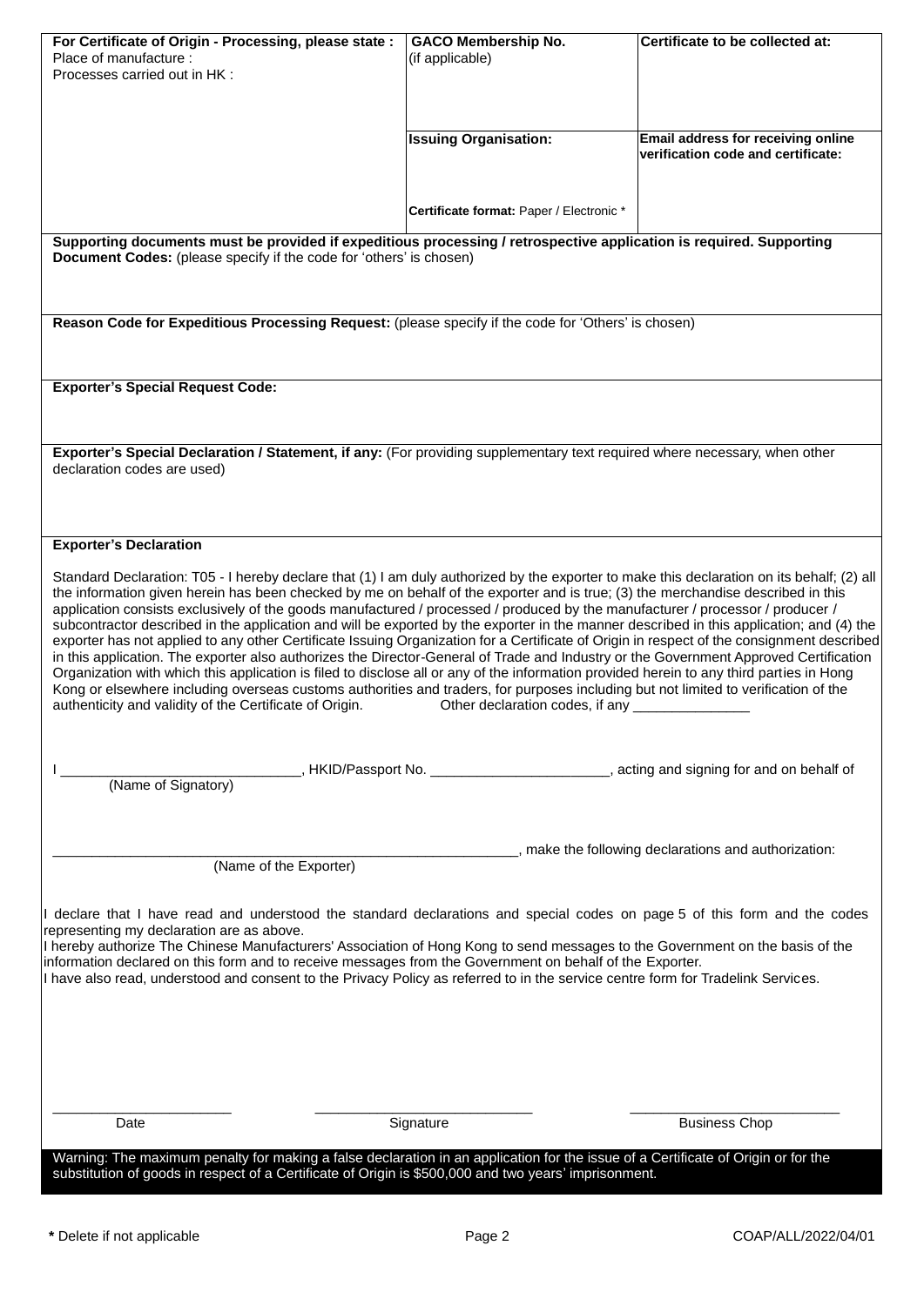| **For Certificate of Origin - Processing, please state :**<br>Place of manufacture :<br>Processes carried out in HK : | **GACO Membership No.**<br>(if applicable) | **Certificate to be collected at:** |
| --- | --- | --- |
| | **Issuing Organisation:**<br><br>**Certificate format:** Paper / Electronic * | **Email address for receiving online verification code and certificate:** |

**Supporting documents must be provided if expeditious processing / retrospective application is required. Supporting Document Codes:** (please specify if the code for 'others' is chosen)

**Reason Code for Expeditious Processing Request:** (please specify if the code for 'Others' is chosen)

**Exporter's Special Request Code:**

**Exporter's Special Declaration / Statement, if any:** (For providing supplementary text required where necessary, when other declaration codes are used)

**Exporter's Declaration**

Standard Declaration: T05 - I hereby declare that (1) I am duly authorized by the exporter to make this declaration on its behalf; (2) all the information given herein has been checked by me on behalf of the exporter and is true; (3) the merchandise described in this application consists exclusively of the goods manufactured / processed / produced by the manufacturer / processor / producer / subcontractor described in the application and will be exported by the exporter in the manner described in this application; and (4) the exporter has not applied to any other Certificate Issuing Organization for a Certificate of Origin in respect of the consignment described in this application. The exporter also authorizes the Director-General of Trade and Industry or the Government Approved Certification Organization with which this application is filed to disclose all or any of the information provided herein to any third parties in Hong Kong or elsewhere including overseas customs authorities and traders, for purposes including but not limited to verification of the authenticity and validity of the Certificate of Origin. Other declaration codes, if any _______________

I ______________________________, HKID/Passport No. _______________________, acting and signing for and on behalf of
(Name of Signatory)

_____________________________________________________________, make the following declarations and authorization:
(Name of the Exporter)

I declare that I have read and understood the standard declarations and special codes on page 5 of this form and the codes representing my declaration are as above.
I hereby authorize The Chinese Manufacturers' Association of Hong Kong to send messages to the Government on the basis of the information declared on this form and to receive messages from the Government on behalf of the Exporter.
I have also read, understood and consent to the Privacy Policy as referred to in the service centre form for Tradelink Services.

_______________________ ____________________________ ___________________________
Date Signature Business Chop

Warning: The maximum penalty for making a false declaration in an application for the issue of a Certificate of Origin or for the substitution of goods in respect of a Certificate of Origin is $500,000 and two years' imprisonment.

**\*** Delete if not applicable

COAP/ALL/2022/04/01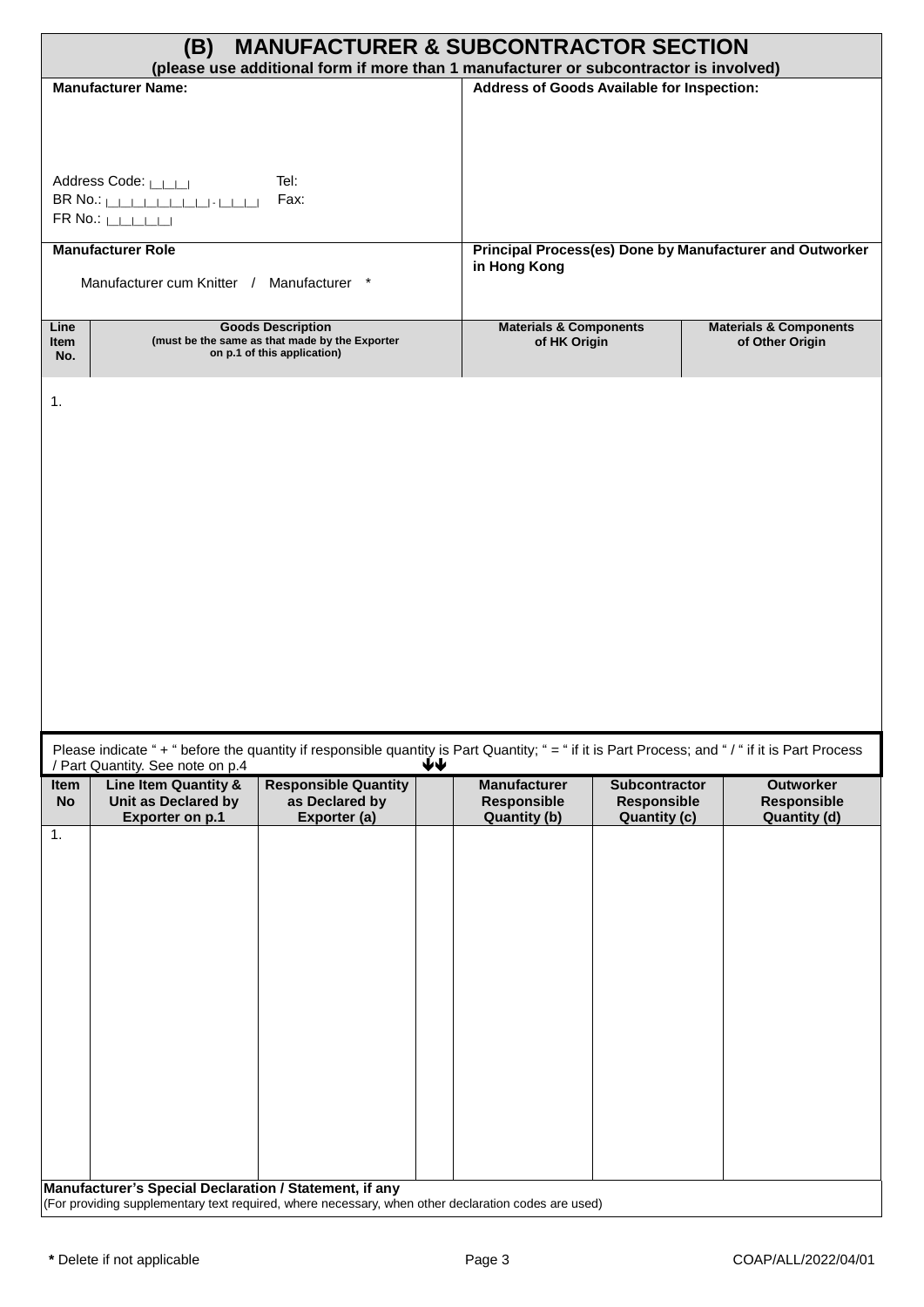## (B) MANUFACTURER & SUBCONTRACTOR SECTION

**(please use additional form if more than 1 manufacturer or subcontractor is involved)**

| **Manufacturer Name:** | **Address of Goods Available for Inspection:** |
|---|---|
| Address Code: \|_\|_\|_\| Tel: <br> BR No.: \|_\|_\|_\|_\|_\|_\|_\|_\|-\|_\|_\|_\| Fax: <br> FR No.: \|_\|_\|_\|_\|_\| | |
| **Manufacturer Role** <br> Manufacturer cum Knitter / Manufacturer * | **Principal Process(es) Done by Manufacturer and Outworker in Hong Kong** |

| Line Item No. | Goods Description (must be the same as that made by the Exporter on p.1 of this application) | Materials & Components of HK Origin | Materials & Components of Other Origin |
|---|---|---|---|
| 1. | | | |

Please indicate " + " before the quantity if responsible quantity is Part Quantity; " = " if it is Part Process; and " / " if it is Part Process / Part Quantity. See note on p.4 ↓↓

| Item No | Line Item Quantity & Unit as Declared by Exporter on p.1 | Responsible Quantity as Declared by Exporter (a) | | Manufacturer Responsible Quantity (b) | Subcontractor Responsible Quantity (c) | Outworker Responsible Quantity (d) |
|---|---|---|---|---|---|---|
| 1. | | | | | | |

**Manufacturer's Special Declaration / Statement, if any**
(For providing supplementary text required, where necessary, when other declaration codes are used)

**\*** Delete if not applicable

COAP/ALL/2022/04/01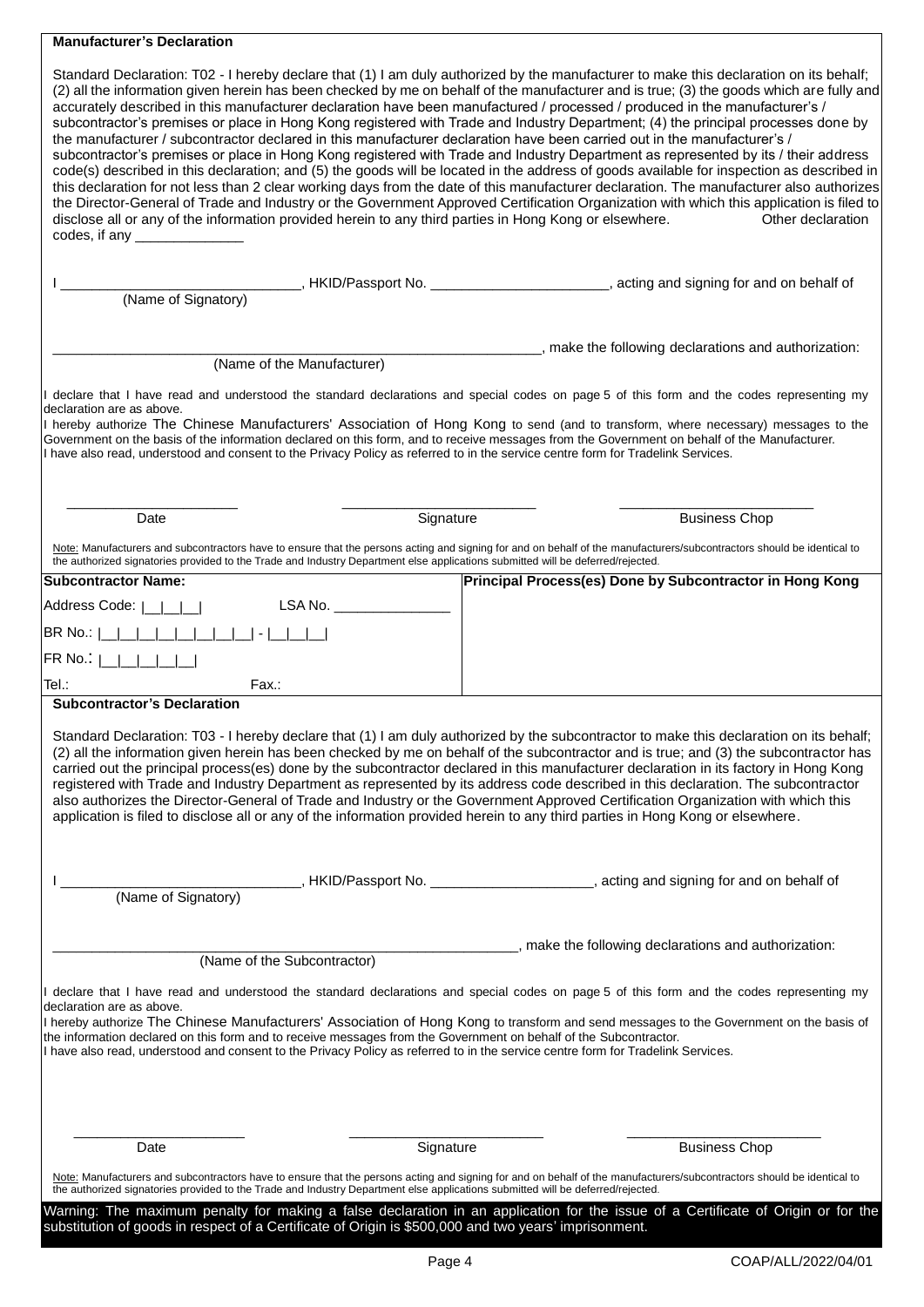**Manufacturer's Declaration**

Standard Declaration: T02 - I hereby declare that (1) I am duly authorized by the manufacturer to make this declaration on its behalf; (2) all the information given herein has been checked by me on behalf of the manufacturer and is true; (3) the goods which are fully and accurately described in this manufacturer declaration have been manufactured / processed / produced in the manufacturer's / subcontractor's premises or place in Hong Kong registered with Trade and Industry Department; (4) the principal processes done by the manufacturer / subcontractor declared in this manufacturer declaration have been carried out in the manufacturer's / subcontractor's premises or place in Hong Kong registered with Trade and Industry Department as represented by its / their address code(s) described in this declaration; and (5) the goods will be located in the address of goods available for inspection as described in this declaration for not less than 2 clear working days from the date of this manufacturer declaration. The manufacturer also authorizes the Director-General of Trade and Industry or the Government Approved Certification Organization with which this application is filed to disclose all or any of the information provided herein to any third parties in Hong Kong or elsewhere. Other declaration codes, if any ______________

I ______________________________, HKID/Passport No. ______________________, acting and signing for and on behalf of
(Name of Signatory)

______________________________________________________________, make the following declarations and authorization:
(Name of the Manufacturer)

I declare that I have read and understood the standard declarations and special codes on page 5 of this form and the codes representing my declaration are as above.
I hereby authorize The Chinese Manufacturers' Association of Hong Kong to send (and to transform, where necessary) messages to the Government on the basis of the information declared on this form, and to receive messages from the Government on behalf of the Manufacturer.
I have also read, understood and consent to the Privacy Policy as referred to in the service centre form for Tradelink Services.

______________________ ________________________ ________________________
Date Signature Business Chop

Note: Manufacturers and subcontractors have to ensure that the persons acting and signing for and on behalf of the manufacturers/subcontractors should be identical to the authorized signatories provided to the Trade and Industry Department else applications submitted will be deferred/rejected.

| **Subcontractor Name:** | **Principal Process(es) Done by Subcontractor in Hong Kong** |
|---|---|
| Address Code: \|__\|__\|__\| LSA No. _______________ | |
| BR No.: \|__\|__\|__\|__\|__\|__\|__\|__\| - \|__\|__\|__\| | |
| FR No.: \|__\|__\|__\|__\|__\| | |
| Tel.: Fax.: | |

**Subcontractor's Declaration**

Standard Declaration: T03 - I hereby declare that (1) I am duly authorized by the subcontractor to make this declaration on its behalf; (2) all the information given herein has been checked by me on behalf of the subcontractor and is true; and (3) the subcontractor has carried out the principal process(es) done by the subcontractor declared in this manufacturer declaration in its factory in Hong Kong registered with Trade and Industry Department as represented by its address code described in this declaration. The subcontractor also authorizes the Director-General of Trade and Industry or the Government Approved Certification Organization with which this application is filed to disclose all or any of the information provided herein to any third parties in Hong Kong or elsewhere.

I ______________________________, HKID/Passport No. _____________________, acting and signing for and on behalf of
(Name of Signatory)

_____________________________________________________________, make the following declarations and authorization:
(Name of the Subcontractor)

I declare that I have read and understood the standard declarations and special codes on page 5 of this form and the codes representing my declaration are as above.
I hereby authorize The Chinese Manufacturers' Association of Hong Kong to transform and send messages to the Government on the basis of the information declared on this form and to receive messages from the Government on behalf of the Subcontractor.
I have also read, understood and consent to the Privacy Policy as referred to in the service centre form for Tradelink Services.

______________________ ________________________ ________________________
Date Signature Business Chop

Note: Manufacturers and subcontractors have to ensure that the persons acting and signing for and on behalf of the manufacturers/subcontractors should be identical to the authorized signatories provided to the Trade and Industry Department else applications submitted will be deferred/rejected.

**Warning: The maximum penalty for making a false declaration in an application for the issue of a Certificate of Origin or for the substitution of goods in respect of a Certificate of Origin is $500,000 and two years' imprisonment.**

COAP/ALL/2022/04/01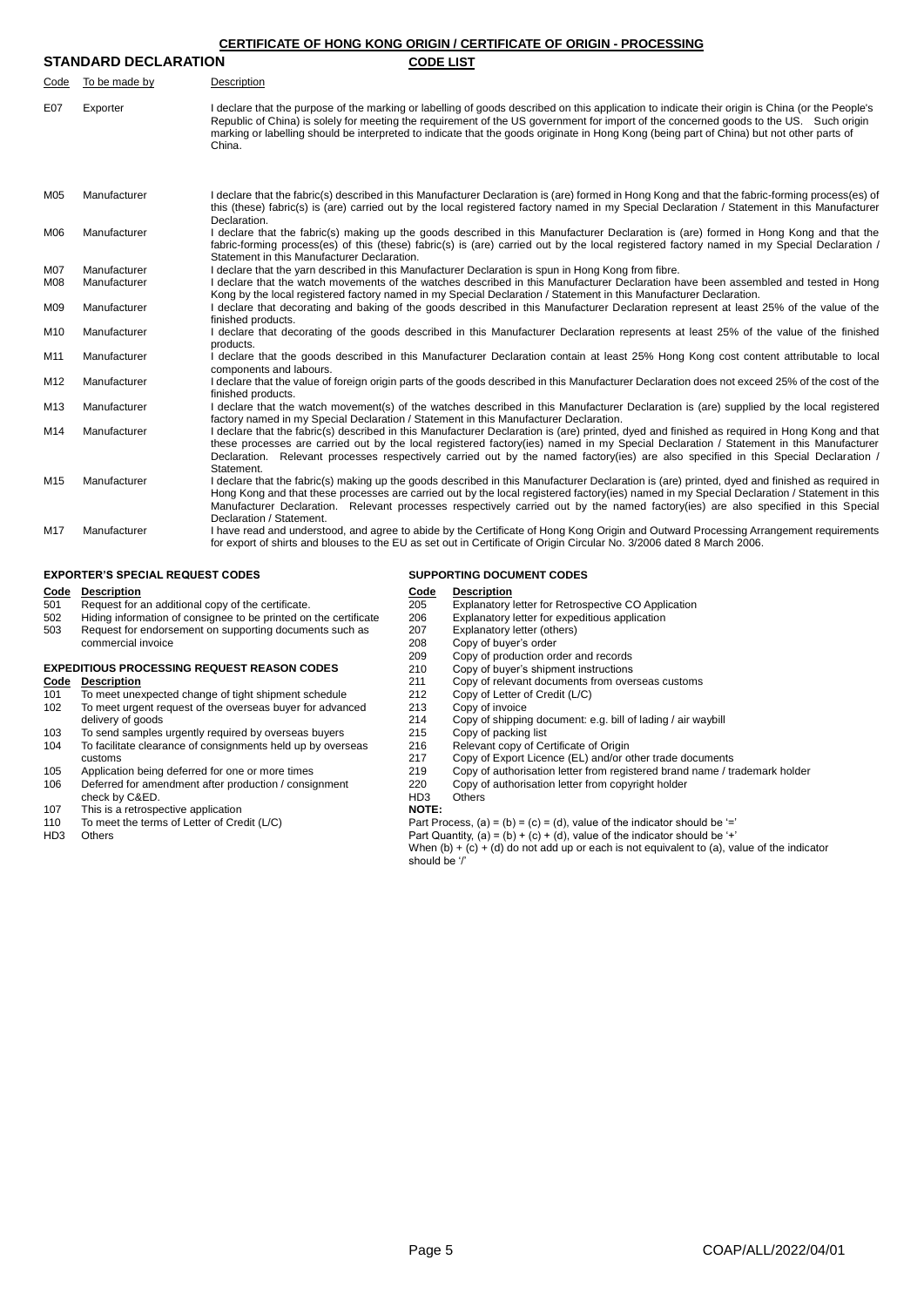## CERTIFICATE OF HONG KONG ORIGIN / CERTIFICATE OF ORIGIN - PROCESSING

### STANDARD DECLARATION — CODE LIST

| Code | To be made by | Description |
|---|---|---|
| E07 | Exporter | I declare that the purpose of the marking or labelling of goods described on this application to indicate their origin is China (or the People's Republic of China) is solely for meeting the requirement of the US government for import of the concerned goods to the US. Such origin marking or labelling should be interpreted to indicate that the goods originate in Hong Kong (being part of China) but not other parts of China. |
| M05 | Manufacturer | I declare that the fabric(s) described in this Manufacturer Declaration is (are) formed in Hong Kong and that the fabric-forming process(es) of this (these) fabric(s) is (are) carried out by the local registered factory named in my Special Declaration / Statement in this Manufacturer Declaration. |
| M06 | Manufacturer | I declare that the fabric(s) making up the goods described in this Manufacturer Declaration is (are) formed in Hong Kong and that the fabric-forming process(es) of this (these) fabric(s) is (are) carried out by the local registered factory named in my Special Declaration / Statement in this Manufacturer Declaration. |
| M07 | Manufacturer | I declare that the yarn described in this Manufacturer Declaration is spun in Hong Kong from fibre. |
| M08 | Manufacturer | I declare that the watch movements of the watches described in this Manufacturer Declaration have been assembled and tested in Hong Kong by the local registered factory named in my Special Declaration / Statement in this Manufacturer Declaration. |
| M09 | Manufacturer | I declare that decorating and baking of the goods described in this Manufacturer Declaration represent at least 25% of the value of the finished products. |
| M10 | Manufacturer | I declare that decorating of the goods described in this Manufacturer Declaration represents at least 25% of the value of the finished products. |
| M11 | Manufacturer | I declare that the goods described in this Manufacturer Declaration contain at least 25% Hong Kong cost content attributable to local components and labours. |
| M12 | Manufacturer | I declare that the value of foreign origin parts of the goods described in this Manufacturer Declaration does not exceed 25% of the cost of the finished products. |
| M13 | Manufacturer | I declare that the watch movement(s) of the watches described in this Manufacturer Declaration is (are) supplied by the local registered factory named in my Special Declaration / Statement in this Manufacturer Declaration. |
| M14 | Manufacturer | I declare that the fabric(s) described in this Manufacturer Declaration is (are) printed, dyed and finished as required in Hong Kong and that these processes are carried out by the local registered factory(ies) named in my Special Declaration / Statement in this Manufacturer Declaration. Relevant processes respectively carried out by the named factory(ies) are also specified in this Special Declaration / Statement. |
| M15 | Manufacturer | I declare that the fabric(s) making up the goods described in this Manufacturer Declaration is (are) printed, dyed and finished as required in Hong Kong and that these processes are carried out by the local registered factory(ies) named in my Special Declaration / Statement in this Manufacturer Declaration. Relevant processes respectively carried out by the named factory(ies) are also specified in this Special Declaration / Statement. |
| M17 | Manufacturer | I have read and understood, and agree to abide by the Certificate of Hong Kong Origin and Outward Processing Arrangement requirements for export of shirts and blouses to the EU as set out in Certificate of Origin Circular No. 3/2006 dated 8 March 2006. |

### EXPORTER'S SPECIAL REQUEST CODES

| Code | Description |
|---|---|
| 501 | Request for an additional copy of the certificate. |
| 502 | Hiding information of consignee to be printed on the certificate |
| 503 | Request for endorsement on supporting documents such as commercial invoice |

### EXPEDITIOUS PROCESSING REQUEST REASON CODES

| Code | Description |
|---|---|
| 101 | To meet unexpected change of tight shipment schedule |
| 102 | To meet urgent request of the overseas buyer for advanced delivery of goods |
| 103 | To send samples urgently required by overseas buyers |
| 104 | To facilitate clearance of consignments held up by overseas customs |
| 105 | Application being deferred for one or more times |
| 106 | Deferred for amendment after production / consignment check by C&ED. |
| 107 | This is a retrospective application |
| 110 | To meet the terms of Letter of Credit (L/C) |
| HD3 | Others |

### SUPPORTING DOCUMENT CODES

| Code | Description |
|---|---|
| 205 | Explanatory letter for Retrospective CO Application |
| 206 | Explanatory letter for expeditious application |
| 207 | Explanatory letter (others) |
| 208 | Copy of buyer's order |
| 209 | Copy of production order and records |
| 210 | Copy of buyer's shipment instructions |
| 211 | Copy of relevant documents from overseas customs |
| 212 | Copy of Letter of Credit (L/C) |
| 213 | Copy of invoice |
| 214 | Copy of shipping document: e.g. bill of lading / air waybill |
| 215 | Copy of packing list |
| 216 | Relevant copy of Certificate of Origin |
| 217 | Copy of Export Licence (EL) and/or other trade documents |
| 219 | Copy of authorisation letter from registered brand name / trademark holder |
| 220 | Copy of authorisation letter from copyright holder |
| HD3 | Others |

**NOTE:**

Part Process, (a) = (b) = (c) = (d), value of the indicator should be '='

Part Quantity, (a) = (b) + (c) + (d), value of the indicator should be '+'

When (b) + (c) + (d) do not add up or each is not equivalent to (a), value of the indicator should be '/'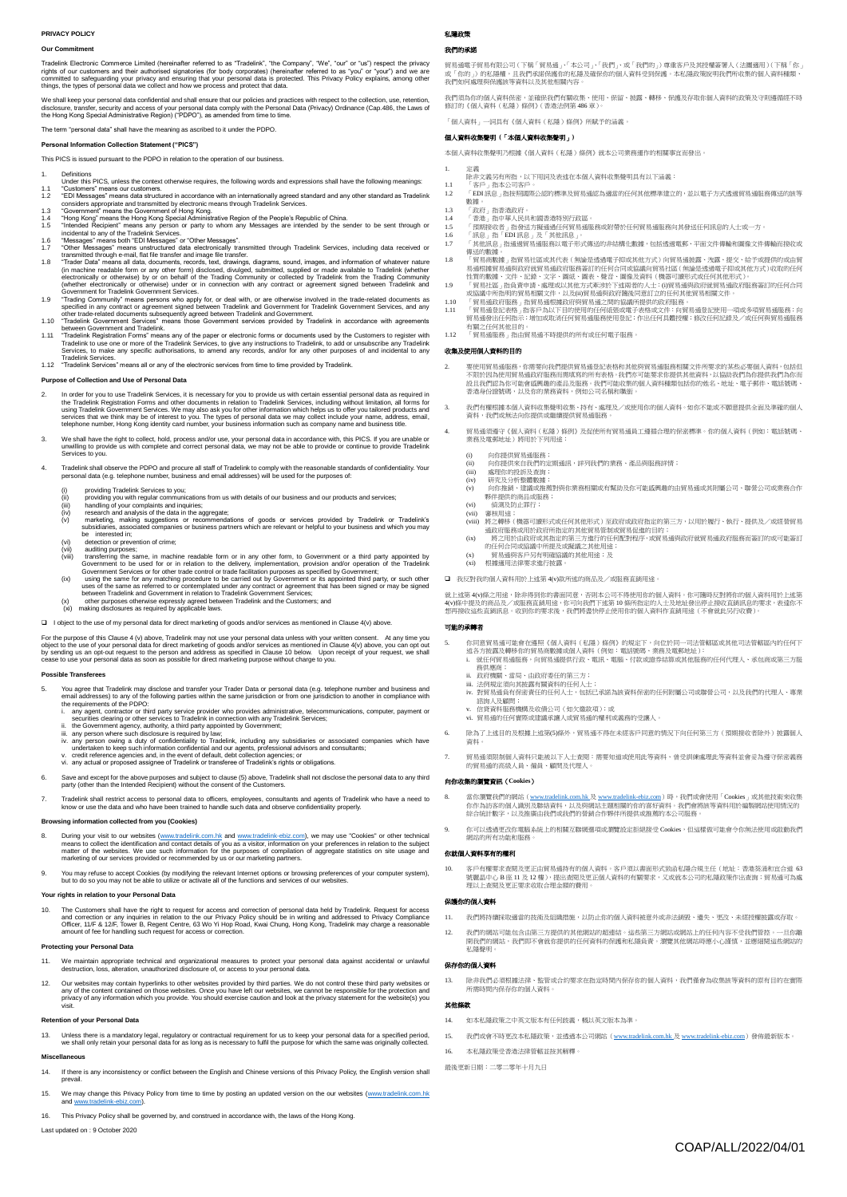**PRIVACY POLICY**

**Our Commitment**

Tradelink Electronic Commerce Limited (hereinafter referred to as "Tradelink", "the Company", "We", "our" or "us") respect the privacy rights of our customers and their authorised signatories (for body corporates) (hereinafter referred to as "you" or "your") and we are committed to safeguarding your privacy and ensuring that your personal data is protected. This Privacy Policy explains, among other things, the types of personal data we collect and how we process and protect that data.

We shall keep your personal data confidential and shall ensure that our policies and practices with respect to the collection, use, retention, disclosure, transfer, security and access of your personal data comply with the Personal Data (Privacy) Ordinance (Cap.486, the Laws of the Hong Kong Special Administrative Region) ("PDPO"), as amended from time to time.

The term "personal data" shall have the meaning as ascribed to it under the PDPO.

**Personal Information Collection Statement ("PICS")**

This PICS is issued pursuant to the PDPO in relation to the operation of our business.

1. Definitions
   Under this PICS, unless the context otherwise requires, the following words and expressions shall have the following meanings:
1.1 "Customers" means our customers.
1.2 "EDI Messages" means data structured in accordance with an internationally agreed standard and any other standard as Tradelink considers appropriate and transmitted by electronic means through Tradelink Services.
1.3 "Government" means the Government of Hong Kong.
1.4 "Hong Kong" means the Hong Kong Special Administrative Region of the People's Republic of China.
1.5 "Intended Recipient" means any person or party to whom any Messages are intended by the sender to be sent through or incidental to any of the Tradelink Services.
1.6 "Messages" means both "EDI Messages" or "Other Messages".
1.7 "Other Messages" means unstructured data electronically transmitted through Tradelink Services, including data received or transmitted through e-mail, flat file transfer and image file transfer.
1.8 "Trader Data" means all data, documents, records, text, drawings, diagrams, sound, images, and information of whatever nature (in machine readable form or any other form) disclosed, divulged, submitted, supplied or made available to Tradelink (whether electronically or otherwise) by or on behalf of the Trading Community or collected by Tradelink from the Trading Community (whether electronically or otherwise) under or in connection with any contract or agreement signed between Tradelink and Government for Tradelink Government Services.
1.9 "Trading Community" means persons who apply for, or deal with, or are otherwise involved in the trade-related documents as specified in any contract or agreement signed between Tradelink and Government for Tradelink Government Services, and any other trade-related documents subsequently agreed between Tradelink and Government.
1.10 "Tradelink Government Services" means those Government services provided by Tradelink in accordance with agreements between Government and Tradelink.
1.11 "Tradelink Registration Forms" means any of the paper or electronic forms or documents used by the Customers to register with Tradelink to use one or more of the Tradelink Services, to give any instructions to Tradelink, to add or unsubscribe any Tradelink Services, to make any specific authorisations, to amend any records, and/or for any other purposes of and incidental to any Tradelink Services.
1.12 "Tradelink Services" means all or any of the electronic services from time to time provided by Tradelink.

**Purpose of Collection and Use of Personal Data**

2. In order for you to use Tradelink Services, it is necessary for you to provide us with certain essential personal data as required in the Tradelink Registration Forms and other documents in relation to Tradelink Services, including without limitation, all forms for using Tradelink Government Services. We may also ask you for other information which helps us to offer you tailored products and services that we think may be of interest to you. The types of personal data we may collect include your name, address, email, telephone number, Hong Kong identity card number, your business information such as company name and business title.

3. We shall have the right to collect, hold, process and/or use, your personal data in accordance with, this PICS. If you are unable or unwilling to provide us with complete and correct personal data, we may not be able to provide or continue to provide Tradelink Services to you.

4. Tradelink shall observe the PDPO and procure all staff of Tradelink to comply with the reasonable standards of confidentiality. Your personal data (e.g. telephone number, business and email addresses) will be used for the purposes of:

   (i) providing Tradelink Services to you;
   (ii) providing you with regular communications from us with details of our business and our products and services;
   (iii) handling of your complaints and inquiries;
   (iv) research and analysis of the data in the aggregate;
   (v) marketing, making suggestions or recommendations of goods or services provided by Tradelink or Tradelink's subsidiaries, associated companies or business partners which are relevant or helpful to your business and which you may be interested in;
   (vi) detection or prevention of crime;
   (vii) auditing purposes;
   (viii) transferring the same, in machine readable form or in any other form, to Government or a third party appointed by Government to be used for or in relation to the delivery, implementation, provision and/or operation of the Tradelink Government Services or for other trade control or trade facilitation purposes as specified by Government;
   (ix) using the same for any matching procedure to be carried out by Government or its appointed third party, or such other uses of the same as referred to or contemplated under any contract or agreement that has been signed or may be signed between Tradelink and Government in relation to Tradelink Government Services;
   (x) other purposes otherwise expressly agreed between Tradelink and the Customers; and
   (xi) making disclosures as required by applicable laws.

❑ I object to the use of my personal data for direct marketing of goods and/or services as mentioned in Clause 4(v) above.

For the purpose of this Clause 4 (v) above, Tradelink may not use your personal data unless with your written consent. At any time you object to the use of your personal data for direct marketing of goods and/or services as mentioned in Clause 4(v) above, you can opt out by sending us an opt-out request to the person and address as specified in Clause 10 below. Upon receipt of your request, we shall cease to use your personal data as soon as possible for direct marketing purpose without charge to you.

**Possible Transferees**

5. You agree that Tradelink may disclose and transfer your Trader Data or personal data (e.g. telephone number and business and email addresses) to any of the following parties within the same jurisdiction or from one jurisdiction to another in compliance with the requirements of the PDPO:
   i. any agent, contractor or third party service provider who provides administrative, telecommunications, computer, payment or securities clearing or other services to Tradelink in connection with any Tradelink Services;
   ii. the Government agency, authority, a third party appointed by Government;
   iii. any person where such disclosure is required by law;
   iv. any person owing a duty of confidentiality to Tradelink, including any subsidiaries or associated companies which have undertaken to keep such information confidential and our agents, professional advisors and consultants;
   v. credit reference agencies and, in the event of default, debt collection agencies; or
   vi. any actual or proposed assignee of Tradelink or transferee of Tradelink's rights or obligations.

6. Save and except for the above purposes and subject to clause (5) above, Tradelink shall not disclose the personal data to any third party (other than the Intended Recipient) without the consent of the Customers.

7. Tradelink shall restrict access to personal data to officers, employees, consultants and agents of Tradelink who have a need to know or use the data and who have been trained to handle such data and observe confidentiality properly.

**Browsing information collected from you (Cookies)**

8. During your visit to our websites (www.tradelink.com.hk and www.tradelink-ebiz.com), we may use "Cookies" or other technical means to collect the identification and contact details of you as a visitor, information on your preferences in relation to the subject matter of the websites. We use such information for the purposes for compilation of aggregate statistics on site usage and marketing of our services provided or recommended by us or our marketing partners.

9. You may refuse to accept Cookies (by modifying the relevant Internet options or browsing preferences of your computer system), but to do so you may not be able to utilize or activate all of the functions and services of our websites.

**Your rights in relation to your Personal Data**

10. The Customers shall have the right to request for access and correction of personal data held by Tradelink. Request for access and correction or any inquiries in relation to the our Privacy Policy should be in writing and addressed to Privacy Compliance Officer, 11/F & 12/F, Tower B, Regent Centre, 63 Wo Yi Hop Road, Kwai Chung, Hong Kong. Tradelink may charge a reasonable amount of fee for handling such request for access or correction.

**Protecting your Personal Data**

11. We maintain appropriate technical and organizational measures to protect your personal data against accidental or unlawful destruction, loss, alteration, unauthorized disclosure of, or access to your personal data.

12. Our websites may contain hyperlinks to other websites provided by third parties. We do not control these third party websites or any of the content contained on those websites. Once you have left our websites, we cannot be responsible for the protection and privacy of any information which you provide. You should exercise caution and look at the privacy statement for the website(s) you visit.

**Retention of your Personal Data**

13. Unless there is a mandatory legal, regulatory or contractual requirement for us to keep your personal data for a specified period, we shall only retain your personal data for as long as is necessary to fulfil the purpose for which the same was originally collected.

**Miscellaneous**

14. If there is any inconsistency or conflict between the English and Chinese versions of this Privacy Policy, the English version shall prevail.

15. We may change this Privacy Policy from time to time by posting an updated version on our websites (www.tradelink.com.hk and www.tradelink-ebiz.com).

16. This Privacy Policy shall be governed by, and construed in accordance with, the laws of the Hong Kong.

Last updated on : 9 October 2020

**私隱政策**

**我們的承諾**

貿易通電子貿易有限公司（下稱「貿易通」、「本公司」、「我們」、或「我們的」）尊重客戶及其授權簽署人（法團適用）（下稱「你」或「你的」）的私隱權，且我們承諾保護你的私隱及確保你的個人資料受到保護。本私隱政策說明我們所收集的個人資料種類、我們如何處理與保護該等資料以及其他相關內容。

我們須為你的個人資料保密，並確保我們有關收集、使用、保留、披露、轉移、保護及存取你個人資料的政策及守則遵循經不時修訂的《個人資料（私隱）條例》（香港法例第 486 章）。

「個人資料」一詞具有《個人資料（私隱）條例》所賦予的涵義。

**個人資料收集聲明（「本個人資料收集聲明」）**

本個人資料收集聲明乃根據《個人資料（私隱）條例》就本公司業務運作的相關事宜而發出。

1. 定義
   除非文義另有所指，以下用詞及表述在本個人資料收集聲明具有以下涵義：
1.1 「客戶」指本公司客戶。
1.2 「EDI 訊息」指按照國際公認的標準及貿易通認為適當的任何其他標準建立的，並以電子方式透過貿易通服務傳送的該等數據。
1.3 「政府」指香港政府。
1.4 「香港」指中華人民共和國香港特別行政區。
1.5 「預期接收者」指發送方擬通過任何貿易通服務或附帶於任何貿易通服務向其發送任何訊息的人士或一方。
1.6 「訊息」指「EDI 訊息」及「其他訊息」。
1.7 「其他訊息」指通過貿易通服務以電子形式傳送的非結構化數據，包括透過電郵、平面文件傳輸和圖像文件傳輸而接收或傳送的數據。
1.8 「貿易商數據」指貿易社區或其代表（無論是透過電子形式或其他方式）向貿易通披露、洩露、提交、給予或提供的或由貿易通根據貿易通與政府就貿易通政府服務簽訂的任何合同或協議向貿易社區（無論是透過電子形式或其他方式）收取的任何性質的數據、文件、記錄、文字、圖紙、圖表、聲音、圖像及資料（機器可讀形式或任何其他形式）。
1.9 「貿易社區」指負責申請、處理或以其他方式牽涉於下述貿易文件的人士：(i)貿易通與政府就貿易通政府服務簽訂的任何合同或協議中所指明的貿易相關文件，以及(ii)貿易通與政府隨後同意訂立的任何其他貿易相關文件。
1.10 「貿易通政府服務」指貿易通根據政府與貿易通之間的協議所提供的政府服務。
1.11 「貿易通登記表格」指客戶為以下目的使用的任何紙張或電子表格或文件：向貿易通登記使用一項或多項貿易通服務；向貿易通發出任何指示；增加或取消任何貿易通服務使用登記；作出任何具體授權；修改任何記錄及／或任何與貿易通服務有關之任何其他目的。
1.12 「貿易通服務」指由貿易通不時提供的所有或任何電子服務。

**收集及使用個人資料的目的**

2. 要使用貿易通服務，你需要向我們提供貿易通登記表格和其他與貿易通服務相關文件所要求的某些必要個人資料，包括但不限於因為使用貿易通政府服務而需填寫的所有表格。我們亦可能要求你提供其他資料，以協助我們為你提供我們為你而設且我們認為你可能會感興趣的產品及服務。我們可能收集的個人資料種類包括你的姓名、地址、電子郵件、電話號碼、香港身份證號碼，以及你的業務資料，例如公司名稱和職銜。

3. 我們有權根據本個人資料收集聲明收集、持有、處理及／或使用你的個人資料。如你不能或不願意提供全面及準確的個人資料，我們或無法向你提供或繼續提供貿易通服務。

4. 貿易通須遵守《個人資料（私隱）條例》及促使所有貿易通員工遵循合理的保密標準。你的個人資料（例如：電話號碼、業務及電郵地址）將用於下列用途：

   (i) 向你提供貿易通服務；
   (ii) 向你提供來自我們的定期通訊，詳列我們的業務、產品與服務詳情；
   (iii) 處理你的投訴及查詢；
   (iv) 研究及分析整體數據；
   (v) 向你推銷、建議或推薦對與你業務相關或有幫助及你可能感興趣的由貿易通或其附屬公司、聯營公司或業務合作夥伴提供的商品或服務；
   (vi) 偵測及防止罪行；
   (vii) 審核用途；
   (viii) 將之轉移（機器可讀形式或任何其他形式）至政府或政府指定的第三方，以用於履行、執行、提供及／或經營貿易通政府服務或用於政府所指定的其他貿易管制或貿易促進的目的；
   (ix) 將之用於由政府或其指定的第三方進行的任何配對程序，或貿易通與政府就貿易通政府服務而簽訂的或可能簽訂的任何合同或協議中所提及或擬議之其他用途；
   (x) 貿易通與客戶另有明確協議的其他用途；及
   (xi) 根據適用法律要求進行披露。

❑ 我反對我的個人資料用於上述第 4(v)款所述的商品及／或服務直銷用途。

就上述第 4(v)條之用途，除非得到你的書面同意，否則本公司不得使用你的個人資料。你可隨時反對將你的個人資料用於上述第 4(v)條中提及的商品及／或服務直銷用途，你可向我們下述第 10 條所指定的人士及地址發出停止接收直銷訊息的要求，表達你不想再接收這些直銷訊息。收到你的要求後，我們將盡快停止使用你的個人資料作直銷用途（不會就此另行收費）。

**可能的承轉者**

5. 你同意貿易通可能會在遵照《個人資料（私隱）條例》的規定下，向位於同一司法管轄區或其他司法管轄區內的任何下述各方披露及轉移你的貿易商數據或個人資料（例如：電話號碼、業務及電郵地址）：
   i. 就任何貿易通服務，向貿易通提供行政、電訊、電腦、付款或證券結算或其他服務的任何代理人、承包商或第三方服務供應商；
   ii. 政府機關、當局、由政府委任的第三方；
   iii. 法例規定須向其披露有關資料的任何人士；
   iv. 對貿易通負有保密責任的任何人士，包括已承諾為該資料保密的任何附屬公司或聯營公司，以及我們的代理人、專業諮詢人及顧問；
   v. 信貸資料服務機構及收債公司（如欠繳款項）；或
   vi. 貿易通的任何實際或建議承讓人或貿易通的權利或義務的受讓人。

6. 除為了上述目的及根據上述第(5)條外，貿易通不得在未經客戶同意的情況下向任何第三方（預期接收者除外）披露個人資料。

7. 貿易通須限制個人資料只能被以下人士查閱：需要知道或使用此等資料，曾受訓練處理此等資料並會妥為遵守保密義務的貿易通的高級人員、僱員、顧問及代理人。

**向你收集的瀏覽資訊（Cookies）**

8. 當你瀏覽我們的網站（www.tradelink.com.hk 及 www.tradelink-ebiz.com）時，我們或會使用「Cookies」或其他技術來收集你作為訪客的個人識別及聯絡資料，以及與網站主題相關的你的喜好資料。我們會將該等資料用於編製網站使用情況的綜合統計數字，以及推廣由我們或我們的營銷合作夥伴所提供或推薦的本公司服務。

9. 你可以透過更改你電腦系統上的相關互聯網選項或瀏覽設定拒絕接受 Cookies，但這樣做可能會令你無法使用或啟動我們網站的所有功能和服務。

**你就個人資料享有的權利**

10. 客戶有權要求查閱及更正由貿易通持有的個人資料。客戶須以書面形式致函私隱合規主任（地址：香港葵涌和宜合道 63 號麗晶中心 B 座 11 及 12 樓），提出查閱及更正個人資料的有關要求，又或就本公司的私隱政策作出查詢；貿易通可為處理以上查閱及更正要求收取合理金額的費用。

**保護你的個人資料**

11. 我們將持續採取適當的技術及組織措施，以防止你的個人資料被意外或非法銷毀、遺失、更改、未經授權披露或存取。

12. 我們的網站可能包含由第三方提供的其他網站的超連結。這些第三方網站或網站上的任何內容不受我們管控。一旦你離開我們的網站，我們即不會就你提供的任何資料的保護和私隱負責。瀏覽其他網站時應小心謹慎，並應細閱這些網站的私隱聲明。

**保存你的個人資料**

13. 除非我們必須根據法律、監管或合約要求在指定時間內保存你的個人資料，我們僅會為收集該等資料的原有目的在實際所需時間內保存你的個人資料。

**其他條款**

14. 如本私隱政策之中英文版本有任何歧義，概以英文版本為準。

15. 我們或會不時更改本私隱政策，並透過本公司網站（www.tradelink.com.hk 及 www.tradelink-ebiz.com）發佈最新版本。

16. 本私隱政策受香港法律管轄並按其解釋。

最後更新日期：二零二零年十月九日

COAP/ALL/2022/04/01